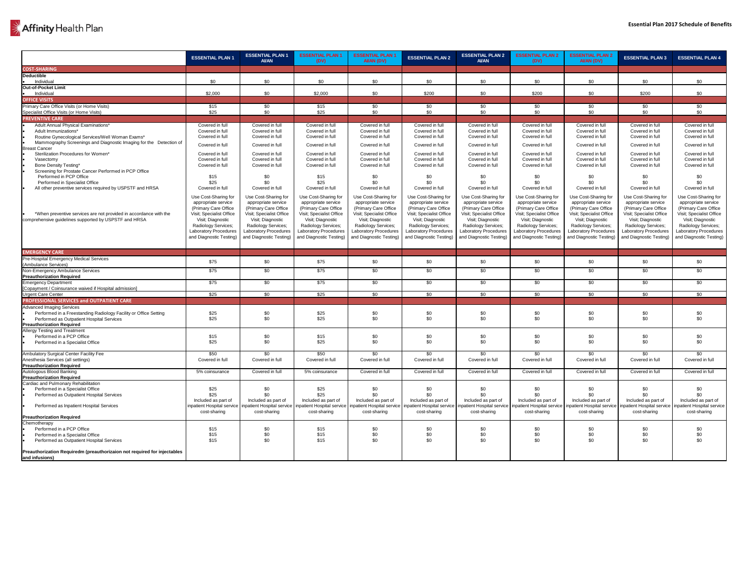Affinity Health Plan

**Essential Plan 2017 Schedule of Benefits**

| | ESSENTIAL PLAN 1 | ESSENTIAL PLAN 1 AI/AN | ESSENTIAL PLAN 1 (DV) | ESSENTIAL PLAN 1 AI/AN (DV) | ESSENTIAL PLAN 2 | ESSENTIAL PLAN 2 AI/AN | ESSENTIAL PLAN 2 (DV) | ESSENTIAL PLAN 2 AI/AN (DV) | ESSENTIAL PLAN 3 | ESSENTIAL PLAN 4 |
|---|---|---|---|---|---|---|---|---|---|---|
| **COST-SHARING** | | | | | | | | | | |
| **Deductible** | | | | | | | | | | |
| • Individual | $0 | $0 | $0 | $0 | $0 | $0 | $0 | $0 | $0 | $0 |
| **Out-of-Pocket Limit** | | | | | | | | | | |
| • Individual | $2,000 | $0 | $2,000 | $0 | $200 | $0 | $200 | $0 | $200 | $0 |
| **OFFICE VISITS** | | | | | | | | | | |
| Primary Care Office Visits (or Home Visits) | $15 | $0 | $15 | $0 | $0 | $0 | $0 | $0 | $0 | $0 |
| Specialist Office Visits (or Home Visits) | $25 | $0 | $25 | $0 | $0 | $0 | $0 | $0 | $0 | $0 |
| **PREVENTIVE CARE** | | | | | | | | | | |
| • Adult Annual Physical Examinations* | Covered in full | Covered in full | Covered in full | Covered in full | Covered in full | Covered in full | Covered in full | Covered in full | Covered in full | Covered in full |
| • Adult Immunizations* | Covered in full | Covered in full | Covered in full | Covered in full | Covered in full | Covered in full | Covered in full | Covered in full | Covered in full | Covered in full |
| • Routine Gynecological Services/Well Woman Exams* | Covered in full | Covered in full | Covered in full | Covered in full | Covered in full | Covered in full | Covered in full | Covered in full | Covered in full | Covered in full |
| • Mammography Screenings and Diagnostic Imaging for the Detection of Breast Cancer | Covered in full | Covered in full | Covered in full | Covered in full | Covered in full | Covered in full | Covered in full | Covered in full | Covered in full | Covered in full |
| • Sterilization Procedures for Women* | Covered in full | Covered in full | Covered in full | Covered in full | Covered in full | Covered in full | Covered in full | Covered in full | Covered in full | Covered in full |
| • Vasectomy | Covered in full | Covered in full | Covered in full | Covered in full | Covered in full | Covered in full | Covered in full | Covered in full | Covered in full | Covered in full |
| • Bone Density Testing* | Covered in full | Covered in full | Covered in full | Covered in full | Covered in full | Covered in full | Covered in full | Covered in full | Covered in full | Covered in full |
| • Screening for Prostate Cancer Performed in PCP Office | | | | | | | | | | |
| Performed in PCP Office | $15 | $0 | $15 | $0 | $0 | $0 | $0 | $0 | $0 | $0 |
| Performed in Specialist Office | $25 | $0 | $25 | $0 | $0 | $0 | $0 | $0 | $0 | $0 |
| • All other preventive services required by USPSTF and HRSA | Covered in full | Covered in full | Covered in full | Covered in full | Covered in full | Covered in full | Covered in full | Covered in full | Covered in full | Covered in full |
| • *When preventive services are not provided in accordance with the comprehensive guidelines supported by USPSTF and HRSA | Use Cost-Sharing for appropriate service (Primary Care Office Visit; Specialist Office Visit; Diagnostic Radiology Services; Laboratory Procedures and Diagnostic Testing) | Use Cost-Sharing for appropriate service (Primary Care Office Visit; Specialist Office Visit; Diagnostic Radiology Services; Laboratory Procedures and Diagnostic Testing) | Use Cost-Sharing for appropriate service (Primary Care Office Visit; Specialist Office Visit; Diagnostic Radiology Services; Laboratory Procedures and Diagnostic Testing) | Use Cost-Sharing for appropriate service (Primary Care Office Visit; Specialist Office Visit; Diagnostic Radiology Services; Laboratory Procedures and Diagnostic Testing) | Use Cost-Sharing for appropriate service (Primary Care Office Visit; Specialist Office Visit; Diagnostic Radiology Services; Laboratory Procedures and Diagnostic Testing) | Use Cost-Sharing for appropriate service (Primary Care Office Visit; Specialist Office Visit; Diagnostic Radiology Services; Laboratory Procedures and Diagnostic Testing) | Use Cost-Sharing for appropriate service (Primary Care Office Visit; Specialist Office Visit; Diagnostic Radiology Services; Laboratory Procedures and Diagnostic Testing) | Use Cost-Sharing for appropriate service (Primary Care Office Visit; Specialist Office Visit; Diagnostic Radiology Services; Laboratory Procedures and Diagnostic Testing) | Use Cost-Sharing for appropriate service (Primary Care Office Visit; Specialist Office Visit; Diagnostic Radiology Services; Laboratory Procedures and Diagnostic Testing) | Use Cost-Sharing for appropriate service (Primary Care Office Visit; Specialist Office Visit; Diagnostic Radiology Services; Laboratory Procedures and Diagnostic Testing) |
| **EMERGENCY CARE** | | | | | | | | | | |
| Pre-Hospital Emergency Medical Services (Ambulance Services) | $75 | $0 | $75 | $0 | $0 | $0 | $0 | $0 | $0 | $0 |
| Non-Emergency Ambulance Services **Preauthorization Required** | $75 | $0 | $75 | $0 | $0 | $0 | $0 | $0 | $0 | $0 |
| Emergency Department [Copayment / Coinsurance waived if Hospital admission] | $75 | $0 | $75 | $0 | $0 | $0 | $0 | $0 | $0 | $0 |
| Urgent Care Center | $25 | $0 | $25 | $0 | $0 | $0 | $0 | $0 | $0 | $0 |
| **PROFESSIONAL SERVICES and OUTPATIENT CARE** | | | | | | | | | | |
| Advanced Imaging Services | | | | | | | | | | |
| • Performed in a Freestanding Radiology Facility or Office Setting | $25 | $0 | $25 | $0 | $0 | $0 | $0 | $0 | $0 | $0 |
| • Performed as Outpatient Hospital Services | $25 | $0 | $25 | $0 | $0 | $0 | $0 | $0 | $0 | $0 |
| **Preauthorization Required** | | | | | | | | | | |
| Allergy Testing and Treatment | | | | | | | | | | |
| • Performed in a PCP Office | $15 | $0 | $15 | $0 | $0 | $0 | $0 | $0 | $0 | $0 |
| • Performed in a Specialist Office | $25 | $0 | $25 | $0 | $0 | $0 | $0 | $0 | $0 | $0 |
| Ambulatory Surgical Center Facility Fee | $50 | $0 | $50 | $0 | $0 | $0 | $0 | $0 | $0 | $0 |
| Anesthesia Services (all settings) **Preauthorization Required** | Covered in full | Covered in full | Covered in full | Covered in full | Covered in full | Covered in full | Covered in full | Covered in full | Covered in full | Covered in full |
| Autologous Blood Banking **Preauthorization Required** | 5% coinsurance | Covered in full | 5% coinsurance | Covered in full | Covered in full | Covered in full | Covered in full | Covered in full | Covered in full | Covered in full |
| Cardiac and Pulmonary Rehabilitation | | | | | | | | | | |
| • Performed in a Specialist Office | $25 | $0 | $25 | $0 | $0 | $0 | $0 | $0 | $0 | $0 |
| • Performed as Outpatient Hospital Services | $25 | $0 | $25 | $0 | $0 | $0 | $0 | $0 | $0 | $0 |
| • Performed as Inpatient Hospital Services | Included as part of inpatient Hospital service cost-sharing | Included as part of inpatient Hospital service cost-sharing | Included as part of inpatient Hospital service cost-sharing | Included as part of inpatient Hospital service cost-sharing | Included as part of inpatient Hospital service cost-sharing | Included as part of inpatient Hospital service cost-sharing | Included as part of inpatient Hospital service cost-sharing | Included as part of inpatient Hospital service cost-sharing | Included as part of inpatient Hospital service cost-sharing | Included as part of inpatient Hospital service cost-sharing |
| **Preauthorization Required** | | | | | | | | | | |
| Chemotherapy | | | | | | | | | | |
| • Performed in a PCP Office | $15 | $0 | $15 | $0 | $0 | $0 | $0 | $0 | $0 | $0 |
| • Performed in a Specialist Office | $15 | $0 | $15 | $0 | $0 | $0 | $0 | $0 | $0 | $0 |
| • Performed as Outpatient Hospital Services | $15 | $0 | $15 | $0 | $0 | $0 | $0 | $0 | $0 | $0 |
| **Preauthorization Requiredm (preauthorizaion not required for injectables and infusions)** | | | | | | | | | | |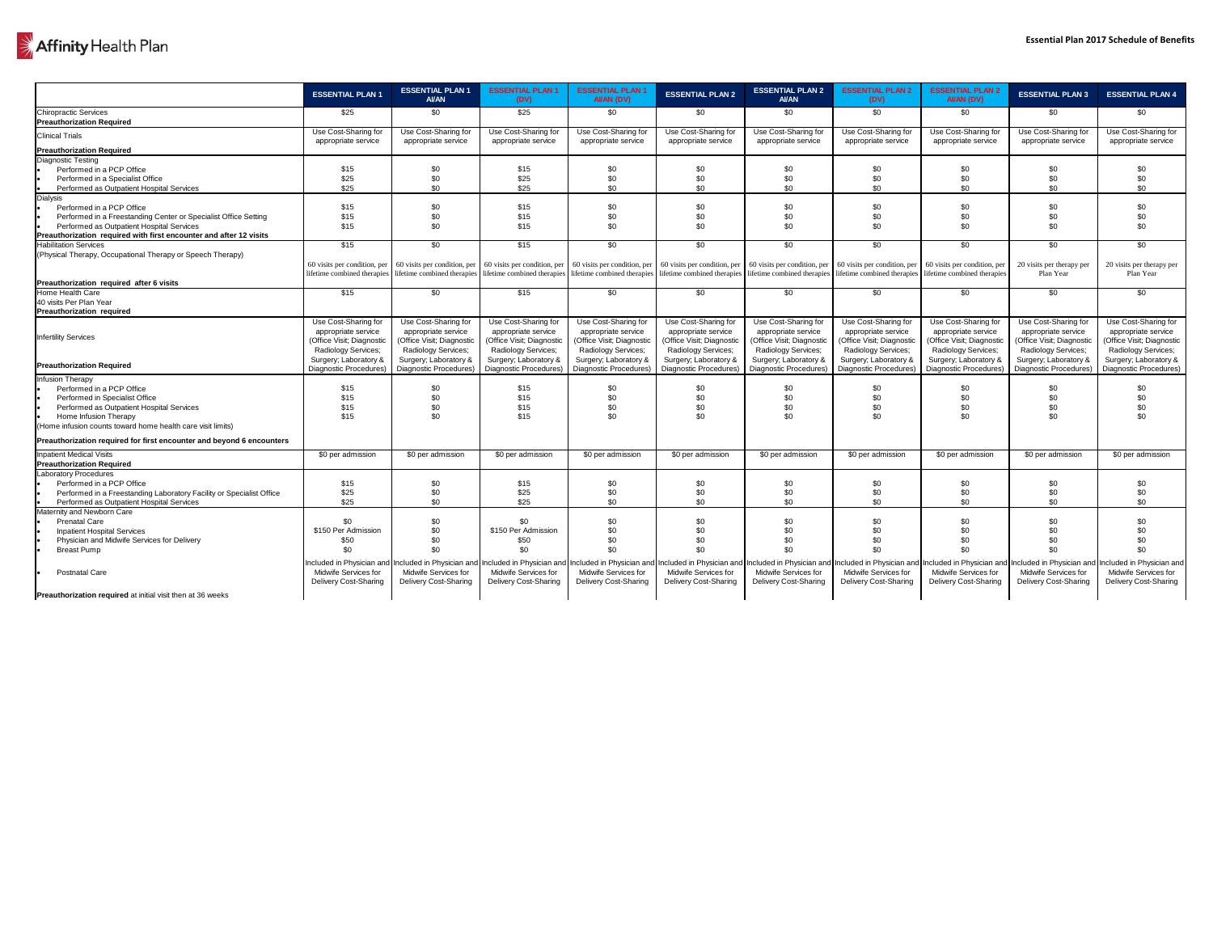| | ESSENTIAL PLAN 1 | ESSENTIAL PLAN 1 AI/AN | ESSENTIAL PLAN 1 (DV) | ESSENTIAL PLAN 1 AI/AN (DV) | ESSENTIAL PLAN 2 | ESSENTIAL PLAN 2 AI/AN | ESSENTIAL PLAN 2 (DV) | ESSENTIAL PLAN 2 AI/AN (DV) | ESSENTIAL PLAN 3 | ESSENTIAL PLAN 4 |
|---|---|---|---|---|---|---|---|---|---|---|
| Chiropractic Services **Preauthorization Required** | $25 | $0 | $25 | $0 | $0 | $0 | $0 | $0 | $0 | $0 |
| Clinical Trials **Preauthorization Required** | Use Cost-Sharing for appropriate service | Use Cost-Sharing for appropriate service | Use Cost-Sharing for appropriate service | Use Cost-Sharing for appropriate service | Use Cost-Sharing for appropriate service | Use Cost-Sharing for appropriate service | Use Cost-Sharing for appropriate service | Use Cost-Sharing for appropriate service | Use Cost-Sharing for appropriate service | Use Cost-Sharing for appropriate service |
| Diagnostic Testing | | | | | | | | | | |
| • Performed in a PCP Office | $15 | $0 | $15 | $0 | $0 | $0 | $0 | $0 | $0 | $0 |
| • Performed in a Specialist Office | $25 | $0 | $25 | $0 | $0 | $0 | $0 | $0 | $0 | $0 |
| • Performed as Outpatient Hospital Services | $25 | $0 | $25 | $0 | $0 | $0 | $0 | $0 | $0 | $0 |
| Dialysis | | | | | | | | | | |
| • Performed in a PCP Office | $15 | $0 | $15 | $0 | $0 | $0 | $0 | $0 | $0 | $0 |
| • Performed in a Freestanding Center or Specialist Office Setting | $15 | $0 | $15 | $0 | $0 | $0 | $0 | $0 | $0 | $0 |
| • Performed as Outpatient Hospital Services | $15 | $0 | $15 | $0 | $0 | $0 | $0 | $0 | $0 | $0 |
| **Preauthorization required with first encounter and after 12 visits** | | | | | | | | | | |
| Habilitation Services (Physical Therapy, Occupational Therapy or Speech Therapy) **Preauthorization required after 6 visits** | $15<br>60 visits per condition, per lifetime combined therapies | $0<br>60 visits per condition, per lifetime combined therapies | $15<br>60 visits per condition, per lifetime combined therapies | $0<br>60 visits per condition, per lifetime combined therapies | $0<br>60 visits per condition, per lifetime combined therapies | $0<br>60 visits per condition, per lifetime combined therapies | $0<br>60 visits per condition, per lifetime combined therapies | $0<br>60 visits per condition, per lifetime combined therapies | $0<br>20 visits per therapy per Plan Year | $0<br>20 visits per therapy per Plan Year |
| Home Health Care 40 visits Per Plan Year **Preauthorization required** | $15 | $0 | $15 | $0 | $0 | $0 | $0 | $0 | $0 | $0 |
| Infertility Services **Preauthorization Required** | Use Cost-Sharing for appropriate service (Office Visit; Diagnostic Radiology Services; Surgery; Laboratory & Diagnostic Procedures) | Use Cost-Sharing for appropriate service (Office Visit; Diagnostic Radiology Services; Surgery; Laboratory & Diagnostic Procedures) | Use Cost-Sharing for appropriate service (Office Visit; Diagnostic Radiology Services; Surgery; Laboratory & Diagnostic Procedures) | Use Cost-Sharing for appropriate service (Office Visit; Diagnostic Radiology Services; Surgery; Laboratory & Diagnostic Procedures) | Use Cost-Sharing for appropriate service (Office Visit; Diagnostic Radiology Services; Surgery; Laboratory & Diagnostic Procedures) | Use Cost-Sharing for appropriate service (Office Visit; Diagnostic Radiology Services; Surgery; Laboratory & Diagnostic Procedures) | Use Cost-Sharing for appropriate service (Office Visit; Diagnostic Radiology Services; Surgery; Laboratory & Diagnostic Procedures) | Use Cost-Sharing for appropriate service (Office Visit; Diagnostic Radiology Services; Surgery; Laboratory & Diagnostic Procedures) | Use Cost-Sharing for appropriate service (Office Visit; Diagnostic Radiology Services; Surgery; Laboratory & Diagnostic Procedures) | Use Cost-Sharing for appropriate service (Office Visit; Diagnostic Radiology Services; Surgery; Laboratory & Diagnostic Procedures) |
| Infusion Therapy | | | | | | | | | | |
| • Performed in a PCP Office | $15 | $0 | $15 | $0 | $0 | $0 | $0 | $0 | $0 | $0 |
| • Performed in Specialist Office | $15 | $0 | $15 | $0 | $0 | $0 | $0 | $0 | $0 | $0 |
| • Performed as Outpatient Hospital Services | $15 | $0 | $15 | $0 | $0 | $0 | $0 | $0 | $0 | $0 |
| • Home Infusion Therapy (Home infusion counts toward home health care visit limits) | $15 | $0 | $15 | $0 | $0 | $0 | $0 | $0 | $0 | $0 |
| **Preauthorization required for first encounter and beyond 6 encounters** | | | | | | | | | | |
| Inpatient Medical Visits **Preauthorization Required** | $0 per admission | $0 per admission | $0 per admission | $0 per admission | $0 per admission | $0 per admission | $0 per admission | $0 per admission | $0 per admission | $0 per admission |
| Laboratory Procedures | | | | | | | | | | |
| • Performed in a PCP Office | $15 | $0 | $15 | $0 | $0 | $0 | $0 | $0 | $0 | $0 |
| • Performed in a Freestanding Laboratory Facility or Specialist Office | $25 | $0 | $25 | $0 | $0 | $0 | $0 | $0 | $0 | $0 |
| • Performed as Outpatient Hospital Services | $25 | $0 | $25 | $0 | $0 | $0 | $0 | $0 | $0 | $0 |
| Maternity and Newborn Care | | | | | | | | | | |
| • Prenatal Care | $0 | $0 | $0 | $0 | $0 | $0 | $0 | $0 | $0 | $0 |
| • Inpatient Hospital Services | $150 Per Admission | $0 | $150 Per Admission | $0 | $0 | $0 | $0 | $0 | $0 | $0 |
| • Physician and Midwife Services for Delivery | $50 | $0 | $50 | $0 | $0 | $0 | $0 | $0 | $0 | $0 |
| • Breast Pump | $0 | $0 | $0 | $0 | $0 | $0 | $0 | $0 | $0 | $0 |
| • Postnatal Care | Included in Physician and Midwife Services for Delivery Cost-Sharing | Included in Physician and Midwife Services for Delivery Cost-Sharing | Included in Physician and Midwife Services for Delivery Cost-Sharing | Included in Physician and Midwife Services for Delivery Cost-Sharing | Included in Physician and Midwife Services for Delivery Cost-Sharing | Included in Physician and Midwife Services for Delivery Cost-Sharing | Included in Physician and Midwife Services for Delivery Cost-Sharing | Included in Physician and Midwife Services for Delivery Cost-Sharing | Included in Physician and Midwife Services for Delivery Cost-Sharing | Included in Physician and Midwife Services for Delivery Cost-Sharing |
| **Preauthorization required** at initial visit then at 36 weeks | | | | | | | | | | |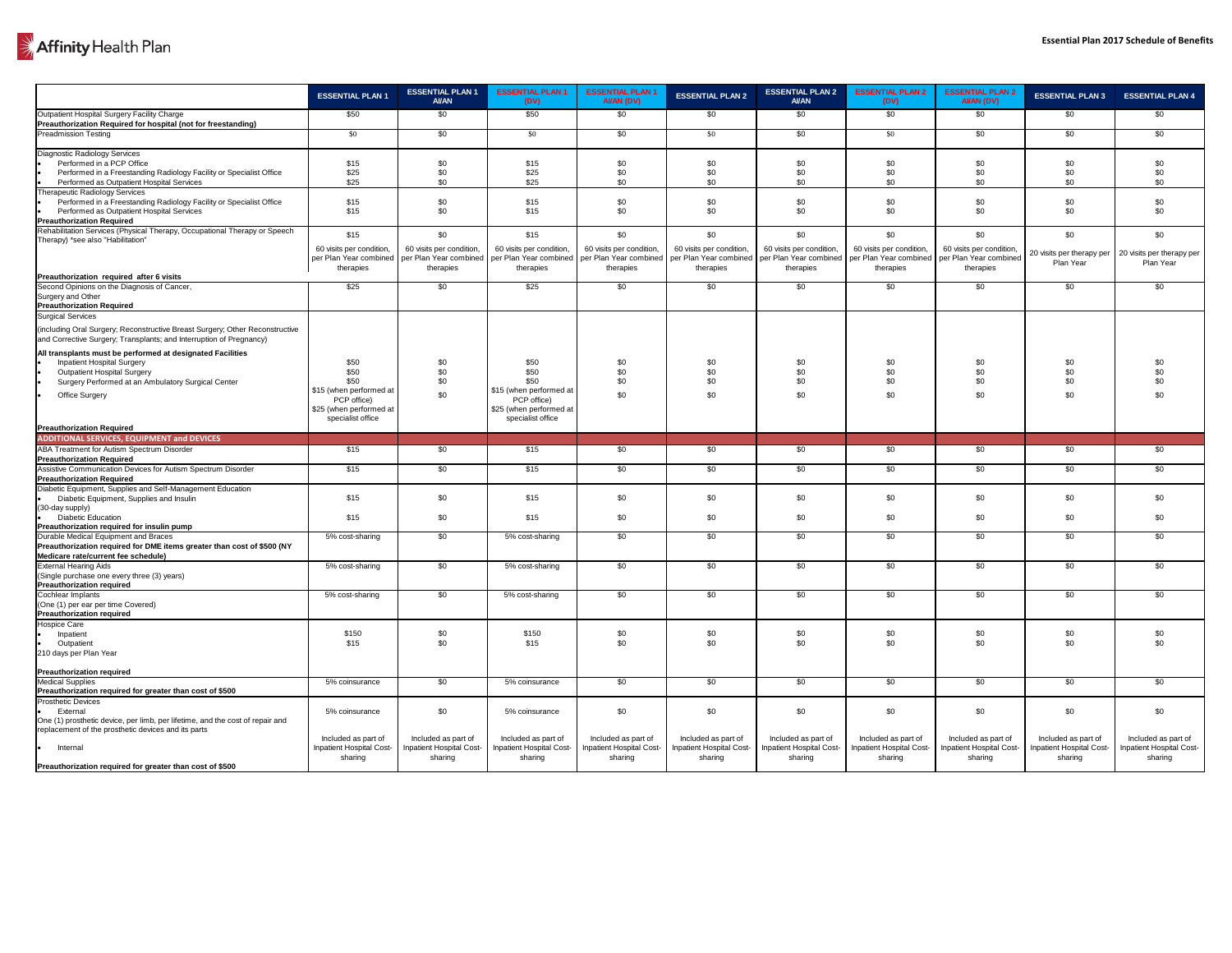| | ESSENTIAL PLAN 1 | ESSENTIAL PLAN 1 AI/AN | ESSENTIAL PLAN 1 (DV) | ESSENTIAL PLAN 1 AI/AN (DV) | ESSENTIAL PLAN 2 | ESSENTIAL PLAN 2 AI/AN | ESSENTIAL PLAN 2 (DV) | ESSENTIAL PLAN 2 AI/AN (DV) | ESSENTIAL PLAN 3 | ESSENTIAL PLAN 4 |
|---|---|---|---|---|---|---|---|---|---|---|
| Outpatient Hospital Surgery Facility Charge<br>**Preauthorization Required for hospital (not for freestanding)** | $50 | $0 | $50 | $0 | $0 | $0 | $0 | $0 | $0 | $0 |
| Preadmission Testing | $0 | $0 | $0 | $0 | $0 | $0 | $0 | $0 | $0 | $0 |
| Diagnostic Radiology Services<br>• Performed in a PCP Office<br>• Performed in a Freestanding Radiology Facility or Specialist Office<br>• Performed as Outpatient Hospital Services | <br>$15<br>$25<br>$25 | <br>$0<br>$0<br>$0 | <br>$15<br>$25<br>$25 | <br>$0<br>$0<br>$0 | <br>$0<br>$0<br>$0 | <br>$0<br>$0<br>$0 | <br>$0<br>$0<br>$0 | <br>$0<br>$0<br>$0 | <br>$0<br>$0<br>$0 | <br>$0<br>$0<br>$0 |
| Therapeutic Radiology Services<br>• Performed in a Freestanding Radiology Facility or Specialist Office<br>• Performed as Outpatient Hospital Services<br>**Preauthorization Required** | <br>$15<br>$15 | <br>$0<br>$0 | <br>$15<br>$15 | <br>$0<br>$0 | <br>$0<br>$0 | <br>$0<br>$0 | <br>$0<br>$0 | <br>$0<br>$0 | <br>$0<br>$0 | <br>$0<br>$0 |
| Rehabilitation Services (Physical Therapy, Occupational Therapy or Speech Therapy) *see also "Habilitation"<br>**Preauthorization required after 6 visits** | $15<br>60 visits per condition, per Plan Year combined therapies | $0<br>60 visits per condition, per Plan Year combined therapies | $15<br>60 visits per condition, per Plan Year combined therapies | $0<br>60 visits per condition, per Plan Year combined therapies | $0<br>60 visits per condition, per Plan Year combined therapies | $0<br>60 visits per condition, per Plan Year combined therapies | $0<br>60 visits per condition, per Plan Year combined therapies | $0<br>60 visits per condition, per Plan Year combined therapies | $0<br>20 visits per therapy per Plan Year | $0<br>20 visits per therapy per Plan Year |
| Second Opinions on the Diagnosis of Cancer, Surgery and Other<br>**Preauthorization Required** | $25 | $0 | $25 | $0 | $0 | $0 | $0 | $0 | $0 | $0 |
| Surgical Services<br>(including Oral Surgery; Reconstructive Breast Surgery; Other Reconstructive and Corrective Surgery; Transplants; and Interruption of Pregnancy)<br>**All transplants must be performed at designated Facilities**<br>• Inpatient Hospital Surgery<br>• Outpatient Hospital Surgery<br>• Surgery Performed at an Ambulatory Surgical Center<br>• Office Surgery<br>**Preauthorization Required** | <br><br><br>$50<br>$50<br>$50<br>$15 (when performed at PCP office)<br>$25 (when performed at specialist office | <br><br><br>$0<br>$0<br>$0<br>$0 | <br><br><br>$50<br>$50<br>$50<br>$15 (when performed at PCP office)<br>$25 (when performed at specialist office | <br><br><br>$0<br>$0<br>$0<br>$0 | <br><br><br>$0<br>$0<br>$0<br>$0 | <br><br><br>$0<br>$0<br>$0<br>$0 | <br><br><br>$0<br>$0<br>$0<br>$0 | <br><br><br>$0<br>$0<br>$0<br>$0 | <br><br><br>$0<br>$0<br>$0<br>$0 | <br><br><br>$0<br>$0<br>$0<br>$0 |
| **ADDITIONAL SERVICES, EQUIPMENT and DEVICES** | | | | | | | | | | |
| ABA Treatment for Autism Spectrum Disorder<br>**Preauthorization Required** | $15 | $0 | $15 | $0 | $0 | $0 | $0 | $0 | $0 | $0 |
| Assistive Communication Devices for Autism Spectrum Disorder<br>**Preauthorization Required** | $15 | $0 | $15 | $0 | $0 | $0 | $0 | $0 | $0 | $0 |
| Diabetic Equipment, Supplies and Self-Management Education<br>• Diabetic Equipment, Supplies and Insulin (30-day supply)<br>• Diabetic Education<br>**Preauthorization required for insulin pump** | <br>$15<br>$15 | <br>$0<br>$0 | <br>$15<br>$15 | <br>$0<br>$0 | <br>$0<br>$0 | <br>$0<br>$0 | <br>$0<br>$0 | <br>$0<br>$0 | <br>$0<br>$0 | <br>$0<br>$0 |
| Durable Medical Equipment and Braces<br>**Preauthorization required for DME items greater than cost of $500 (NY Medicare rate/current fee schedule)** | 5% cost-sharing | $0 | 5% cost-sharing | $0 | $0 | $0 | $0 | $0 | $0 | $0 |
| External Hearing Aids<br>(Single purchase one every three (3) years)<br>**Preauthorization required** | 5% cost-sharing | $0 | 5% cost-sharing | $0 | $0 | $0 | $0 | $0 | $0 | $0 |
| Cochlear Implants<br>(One (1) per ear per time Covered)<br>**Preauthorization required** | 5% cost-sharing | $0 | 5% cost-sharing | $0 | $0 | $0 | $0 | $0 | $0 | $0 |
| Hospice Care<br>• Inpatient<br>• Outpatient<br>210 days per Plan Year<br>**Preauthorization required** | <br>$150<br>$15 | <br>$0<br>$0 | <br>$150<br>$15 | <br>$0<br>$0 | <br>$0<br>$0 | <br>$0<br>$0 | <br>$0<br>$0 | <br>$0<br>$0 | <br>$0<br>$0 | <br>$0<br>$0 |
| Medical Supplies<br>**Preauthorization required for greater than cost of $500** | 5% coinsurance | $0 | 5% coinsurance | $0 | $0 | $0 | $0 | $0 | $0 | $0 |
| Prosthetic Devices<br>• External<br>One (1) prosthetic device, per limb, per lifetime, and the cost of repair and replacement of the prosthetic devices and its parts<br>• Internal<br>**Preauthorization required for greater than cost of $500** | <br>5% coinsurance<br><br>Included as part of Inpatient Hospital Cost-sharing | <br>$0<br><br>Included as part of Inpatient Hospital Cost-sharing | <br>5% coinsurance<br><br>Included as part of Inpatient Hospital Cost-sharing | <br>$0<br><br>Included as part of Inpatient Hospital Cost-sharing | <br>$0<br><br>Included as part of Inpatient Hospital Cost-sharing | <br>$0<br><br>Included as part of Inpatient Hospital Cost-sharing | <br>$0<br><br>Included as part of Inpatient Hospital Cost-sharing | <br>$0<br><br>Included as part of Inpatient Hospital Cost-sharing | <br>$0<br><br>Included as part of Inpatient Hospital Cost-sharing | <br>$0<br><br>Included as part of Inpatient Hospital Cost-sharing |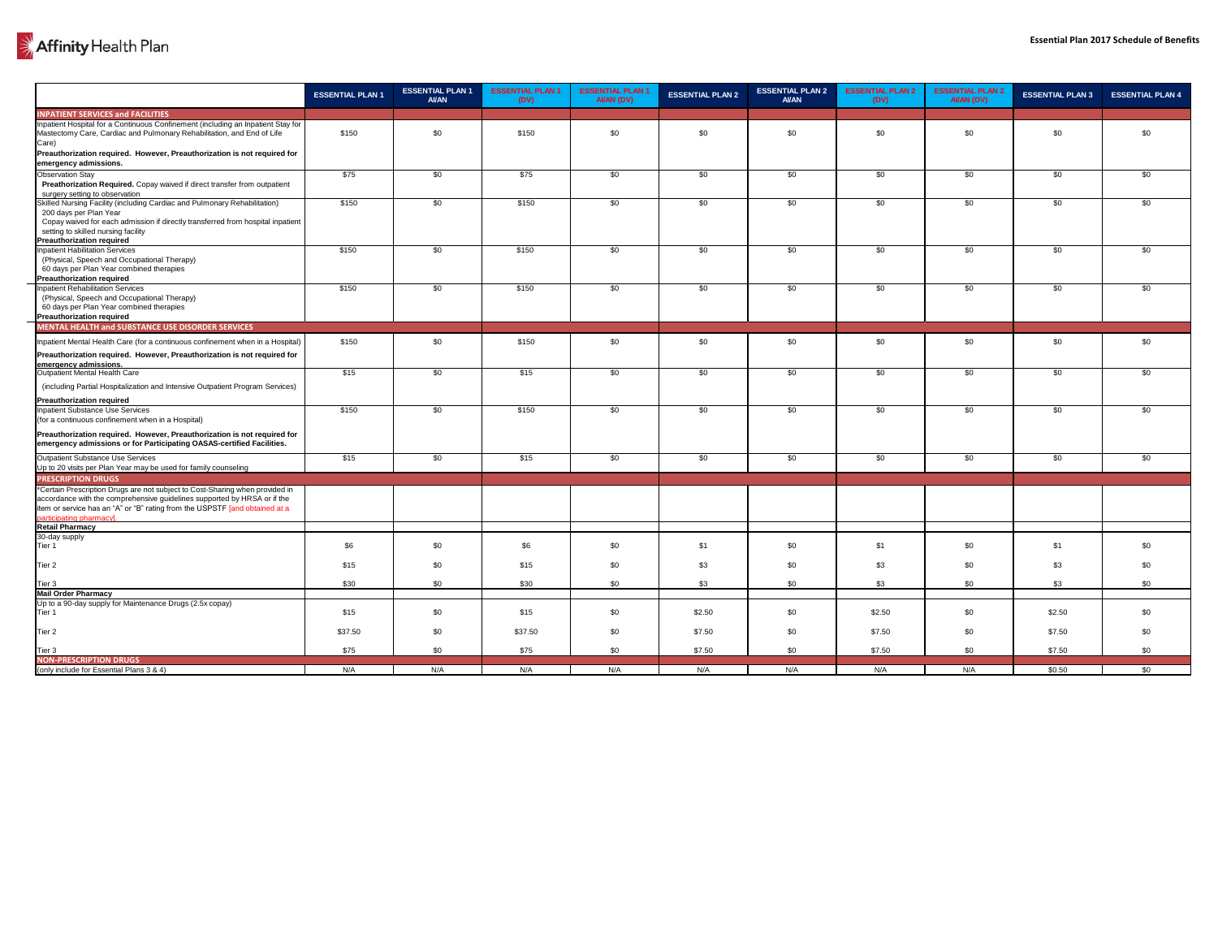Affinity Health Plan

**Essential Plan 2017 Schedule of Benefits**

| | ESSENTIAL PLAN 1 | ESSENTIAL PLAN 1 AI/AN | ESSENTIAL PLAN 1 (DV) | ESSENTIAL PLAN 1 AI/AN (DV) | ESSENTIAL PLAN 2 | ESSENTIAL PLAN 2 AI/AN | ESSENTIAL PLAN 2 (DV) | ESSENTIAL PLAN 2 AI/AN (DV) | ESSENTIAL PLAN 3 | ESSENTIAL PLAN 4 |
|---|---|---|---|---|---|---|---|---|---|---|
| **INPATIENT SERVICES and FACILITIES** | | | | | | | | | | |
| Inpatient Hospital for a Continuous Confinement (including an Inpatient Stay for Mastectomy Care, Cardiac and Pulmonary Rehabilitation, and End of Life Care) **Preauthorization required. However, Preauthorization is not required for emergency admissions.** | $150 | $0 | $150 | $0 | $0 | $0 | $0 | $0 | $0 | $0 |
| Observation Stay **Preathorization Required.** Copay waived if direct transfer from outpatient surgery setting to observation | $75 | $0 | $75 | $0 | $0 | $0 | $0 | $0 | $0 | $0 |
| Skilled Nursing Facility (including Cardiac and Pulmonary Rehabilitation) 200 days per Plan Year Copay waived for each admission if directly transferred from hospital inpatient setting to skilled nursing facility **Preauthorization required** | $150 | $0 | $150 | $0 | $0 | $0 | $0 | $0 | $0 | $0 |
| Inpatient Habilitation Services (Physical, Speech and Occupational Therapy) 60 days per Plan Year combined therapies **Preauthorization required** | $150 | $0 | $150 | $0 | $0 | $0 | $0 | $0 | $0 | $0 |
| Inpatient Rehabilitation Services (Physical, Speech and Occupational Therapy) 60 days per Plan Year combined therapies **Preauthorization required** | $150 | $0 | $150 | $0 | $0 | $0 | $0 | $0 | $0 | $0 |
| **MENTAL HEALTH and SUBSTANCE USE DISORDER SERVICES** | | | | | | | | | | |
| Inpatient Mental Health Care (for a continuous confinement when in a Hospital) **Preauthorization required. However, Preauthorization is not required for emergency admissions.** | $150 | $0 | $150 | $0 | $0 | $0 | $0 | $0 | $0 | $0 |
| Outpatient Mental Health Care (including Partial Hospitalization and Intensive Outpatient Program Services) **Preauthorization required** | $15 | $0 | $15 | $0 | $0 | $0 | $0 | $0 | $0 | $0 |
| Inpatient Substance Use Services (for a continuous confinement when in a Hospital) **Preauthorization required. However, Preauthorization is not required for emergency admissions or for Participating OASAS-certified Facilities.** | $150 | $0 | $150 | $0 | $0 | $0 | $0 | $0 | $0 | $0 |
| Outpatient Substance Use Services Up to 20 visits per Plan Year may be used for family counseling | $15 | $0 | $15 | $0 | $0 | $0 | $0 | $0 | $0 | $0 |
| **PRESCRIPTION DRUGS** | | | | | | | | | | |
| *Certain Prescription Drugs are not subject to Cost-Sharing when provided in accordance with the comprehensive guidelines supported by HRSA or if the item or service has an "A" or "B" rating from the USPSTF [and obtained at a participating pharmacy]. | | | | | | | | | | |
| **Retail Pharmacy** | | | | | | | | | | |
| 30-day supply Tier 1 | $6 | $0 | $6 | $0 | $1 | $0 | $1 | $0 | $1 | $0 |
| Tier 2 | $15 | $0 | $15 | $0 | $3 | $0 | $3 | $0 | $3 | $0 |
| Tier 3 | $30 | $0 | $30 | $0 | $3 | $0 | $3 | $0 | $3 | $0 |
| **Mail Order Pharmacy** | | | | | | | | | | |
| Up to a 90-day supply for Maintenance Drugs (2.5x copay) Tier 1 | $15 | $0 | $15 | $0 | $2.50 | $0 | $2.50 | $0 | $2.50 | $0 |
| Tier 2 | $37.50 | $0 | $37.50 | $0 | $7.50 | $0 | $7.50 | $0 | $7.50 | $0 |
| Tier 3 | $75 | $0 | $75 | $0 | $7.50 | $0 | $7.50 | $0 | $7.50 | $0 |
| **NON-PRESCRIPTION DRUGS** | | | | | | | | | | |
| (only include for Essential Plans 3 & 4) | N/A | N/A | N/A | N/A | N/A | N/A | N/A | N/A | $0.50 | $0 |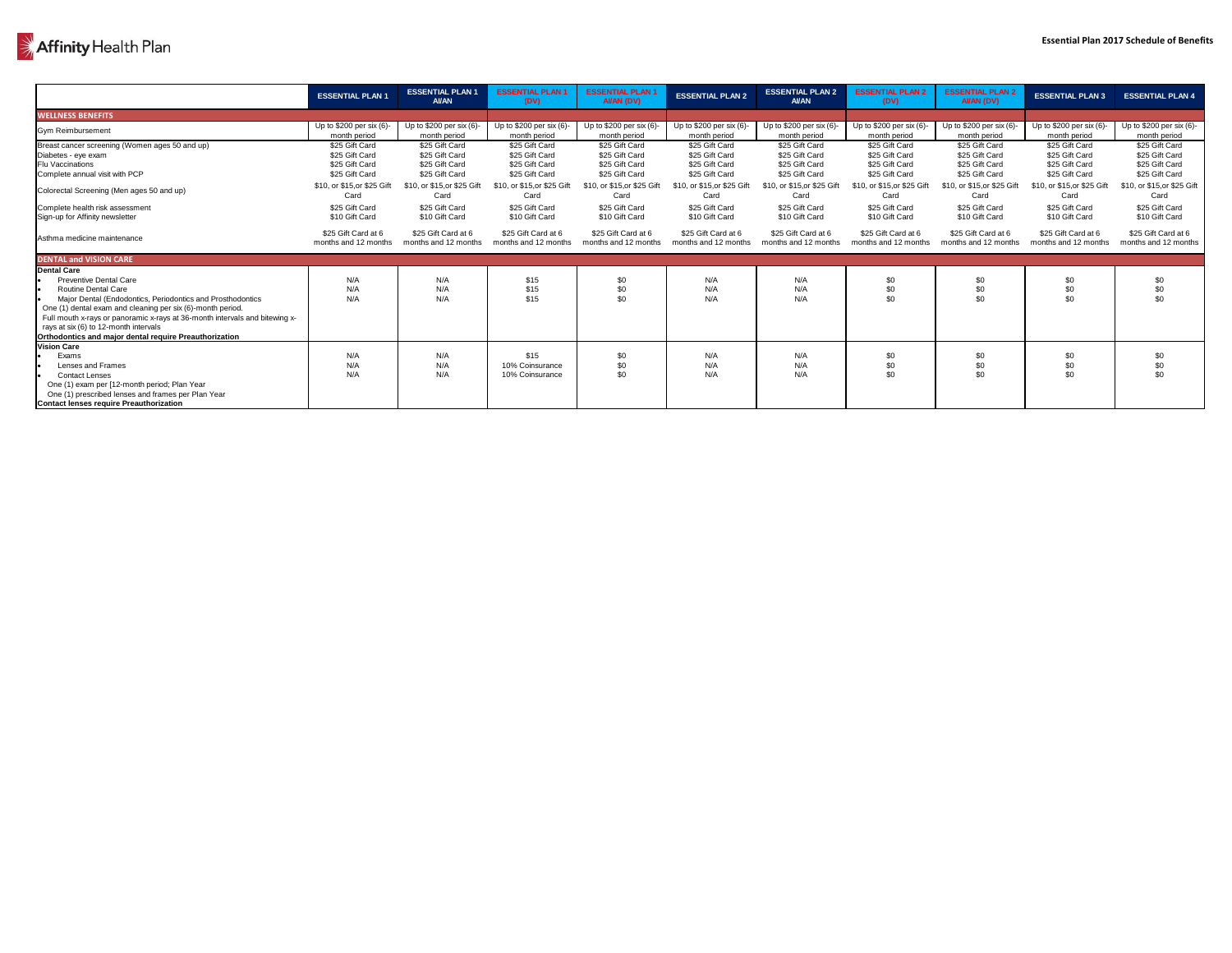| | ESSENTIAL PLAN 1 | ESSENTIAL PLAN 1 AI/AN | ESSENTIAL PLAN 1 (DV) | ESSENTIAL PLAN 1 AI/AN (DV) | ESSENTIAL PLAN 2 | ESSENTIAL PLAN 2 AI/AN | ESSENTIAL PLAN 2 (DV) | ESSENTIAL PLAN 2 AI/AN (DV) | ESSENTIAL PLAN 3 | ESSENTIAL PLAN 4 |
|---|---|---|---|---|---|---|---|---|---|---|
| **WELLNESS BENEFITS** | | | | | | | | | | |
| Gym Reimbursement | Up to $200 per six (6)-month period | Up to $200 per six (6)-month period | Up to $200 per six (6)-month period | Up to $200 per six (6)-month period | Up to $200 per six (6)-month period | Up to $200 per six (6)-month period | Up to $200 per six (6)-month period | Up to $200 per six (6)-month period | Up to $200 per six (6)-month period | Up to $200 per six (6)-month period |
| Breast cancer screening (Women ages 50 and up) | $25 Gift Card | $25 Gift Card | $25 Gift Card | $25 Gift Card | $25 Gift Card | $25 Gift Card | $25 Gift Card | $25 Gift Card | $25 Gift Card | $25 Gift Card |
| Diabetes - eye exam | $25 Gift Card | $25 Gift Card | $25 Gift Card | $25 Gift Card | $25 Gift Card | $25 Gift Card | $25 Gift Card | $25 Gift Card | $25 Gift Card | $25 Gift Card |
| Flu Vaccinations | $25 Gift Card | $25 Gift Card | $25 Gift Card | $25 Gift Card | $25 Gift Card | $25 Gift Card | $25 Gift Card | $25 Gift Card | $25 Gift Card | $25 Gift Card |
| Complete annual visit with PCP | $25 Gift Card | $25 Gift Card | $25 Gift Card | $25 Gift Card | $25 Gift Card | $25 Gift Card | $25 Gift Card | $25 Gift Card | $25 Gift Card | $25 Gift Card |
| Colorectal Screening (Men ages 50 and up) | $10, or $15,or $25 Gift Card | $10, or $15,or $25 Gift Card | $10, or $15,or $25 Gift Card | $10, or $15,or $25 Gift Card | $10, or $15,or $25 Gift Card | $10, or $15,or $25 Gift Card | $10, or $15,or $25 Gift Card | $10, or $15,or $25 Gift Card | $10, or $15,or $25 Gift Card | $10, or $15,or $25 Gift Card |
| Complete health risk assessment | $25 Gift Card | $25 Gift Card | $25 Gift Card | $25 Gift Card | $25 Gift Card | $25 Gift Card | $25 Gift Card | $25 Gift Card | $25 Gift Card | $25 Gift Card |
| Sign-up for Affinity newsletter | $10 Gift Card | $10 Gift Card | $10 Gift Card | $10 Gift Card | $10 Gift Card | $10 Gift Card | $10 Gift Card | $10 Gift Card | $10 Gift Card | $10 Gift Card |
| Asthma medicine maintenance | $25 Gift Card at 6 months and 12 months | $25 Gift Card at 6 months and 12 months | $25 Gift Card at 6 months and 12 months | $25 Gift Card at 6 months and 12 months | $25 Gift Card at 6 months and 12 months | $25 Gift Card at 6 months and 12 months | $25 Gift Card at 6 months and 12 months | $25 Gift Card at 6 months and 12 months | $25 Gift Card at 6 months and 12 months | $25 Gift Card at 6 months and 12 months |
| **DENTAL and VISION CARE** | | | | | | | | | | |
| **Dental Care** | | | | | | | | | | |
| • Preventive Dental Care | N/A | N/A | $15 | $0 | N/A | N/A | $0 | $0 | $0 | $0 |
| • Routine Dental Care | N/A | N/A | $15 | $0 | N/A | N/A | $0 | $0 | $0 | $0 |
| • Major Dental (Endodontics, Periodontics and Prosthodontics | N/A | N/A | $15 | $0 | N/A | N/A | $0 | $0 | $0 | $0 |
| One (1) dental exam and cleaning per six (6)-month period. | | | | | | | | | | |
| Full mouth x-rays or panoramic x-rays at 36-month intervals and bitewing x-rays at six (6) to 12-month intervals | | | | | | | | | | |
| **Orthodontics and major dental require Preauthorization** | | | | | | | | | | |
| **Vision Care** | | | | | | | | | | |
| • Exams | N/A | N/A | $15 | $0 | N/A | N/A | $0 | $0 | $0 | $0 |
| • Lenses and Frames | N/A | N/A | 10% Coinsurance | $0 | N/A | N/A | $0 | $0 | $0 | $0 |
| • Contact Lenses | N/A | N/A | 10% Coinsurance | $0 | N/A | N/A | $0 | $0 | $0 | $0 |
| One (1) exam per [12-month period; Plan Year | | | | | | | | | | |
| One (1) prescribed lenses and frames per Plan Year | | | | | | | | | | |
| **Contact lenses require Preauthorization** | | | | | | | | | | |